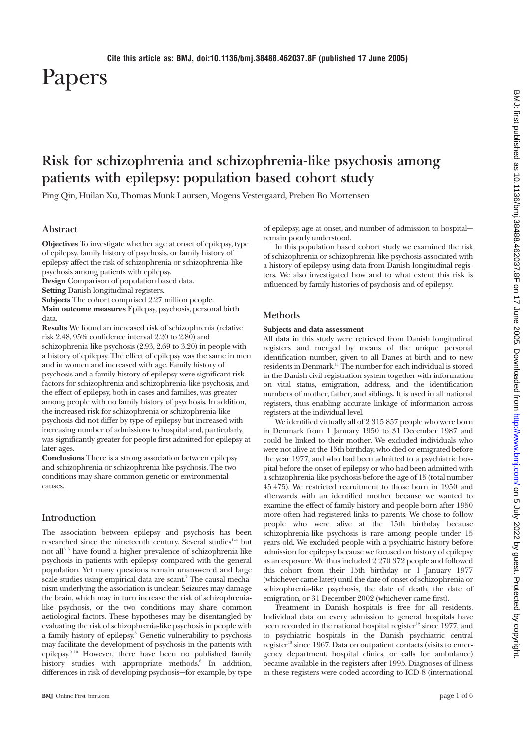Cite this article as: BMJ, doi:10.1136/bmj.38488.462037.8F (published 17 June 2005)

# Papers

## Risk for schizophrenia and schizophrenia-like psychosis among patients with epilepsy: population based cohort study

Ping Qin, Huilan Xu, Thomas Munk Laursen, Mogens Vestergaard, Preben Bo Mortensen

### Abstract

**Objectives** To investigate whether age at onset of epilepsy, type of epilepsy, family history of psychosis, or family history of epilepsy affect the risk of schizophrenia or schizophrenia-like psychosis among patients with epilepsy.

**Design** Comparison of population based data.

**Setting** Danish longitudinal registers.

**Subjects** The cohort comprised 2.27 million people.

**Main outcome measures** Epilepsy, psychosis, personal birth data.

**Results** We found an increased risk of schizophrenia (relative risk 2.48, 95% confidence interval 2.20 to 2.80) and schizophrenia-like psychosis (2.93, 2.69 to 3.20) in people with a history of epilepsy. The effect of epilepsy was the same in men and in women and increased with age. Family history of psychosis and a family history of epilepsy were significant risk factors for schizophrenia and schizophrenia-like psychosis, and the effect of epilepsy, both in cases and families, was greater among people with no family history of psychosis. In addition, the increased risk for schizophrenia or schizophrenia-like psychosis did not differ by type of epilepsy but increased with increasing number of admissions to hospital and, particularly, was significantly greater for people first admitted for epilepsy at later ages.

**Conclusions** There is a strong association between epilepsy and schizophrenia or schizophrenia-like psychosis. The two conditions may share common genetic or environmental causes.

### Introduction

The association between epilepsy and psychosis has been researched since the nineteenth century. Several studies[1–4] but not all[5 6] have found a higher prevalence of schizophrenia-like psychosis in patients with epilepsy compared with the general population. Yet many questions remain unanswered and large scale studies using empirical data are scant.[7] The causal mechanism underlying the association is unclear. Seizures may damage the brain, which may in turn increase the risk of schizophrenia-like psychosis, or the two conditions may share common aetiological factors. These hypotheses may be disentangled by evaluating the risk of schizophrenia-like psychosis in people with a family history of epilepsy.[8] Genetic vulnerability to psychosis may facilitate the development of psychosis in the patients with epilepsy.[9 10] However, there have been no published family history studies with appropriate methods.[8] In addition, differences in risk of developing psychosis—for example, by type of epilepsy, age at onset, and number of admission to hospital—remain poorly understood.

In this population based cohort study we examined the risk of schizophrenia or schizophrenia-like psychosis associated with a history of epilepsy using data from Danish longitudinal registers. We also investigated how and to what extent this risk is influenced by family histories of psychosis and of epilepsy.

### Methods

#### Subjects and data assessment

All data in this study were retrieved from Danish longitudinal registers and merged by means of the unique personal identification number, given to all Danes at birth and to new residents in Denmark.[11] The number for each individual is stored in the Danish civil registration system together with information on vital status, emigration, address, and the identification numbers of mother, father, and siblings. It is used in all national registers, thus enabling accurate linkage of information across registers at the individual level.

We identified virtually all of 2 315 857 people who were born in Denmark from 1 January 1950 to 31 December 1987 and could be linked to their mother. We excluded individuals who were not alive at the 15th birthday, who died or emigrated before the year 1977, and who had been admitted to a psychiatric hospital before the onset of epilepsy or who had been admitted with a schizophrenia-like psychosis before the age of 15 (total number 45 475). We restricted recruitment to those born in 1950 and afterwards with an identified mother because we wanted to examine the effect of family history and people born after 1950 more often had registered links to parents. We chose to follow people who were alive at the 15th birthday because schizophrenia-like psychosis is rare among people under 15 years old. We excluded people with a psychiatric history before admission for epilepsy because we focused on history of epilepsy as an exposure. We thus included 2 270 372 people and followed this cohort from their 15th birthday or 1 January 1977 (whichever came later) until the date of onset of schizophrenia or schizophrenia-like psychosis, the date of death, the date of emigration, or 31 December 2002 (whichever came first).

Treatment in Danish hospitals is free for all residents. Individual data on every admission to general hospitals have been recorded in the national hospital register[12] since 1977, and to psychiatric hospitals in the Danish psychiatric central register[13] since 1967. Data on outpatient contacts (visits to emergency department, hospital clinics, or calls for ambulance) became available in the registers after 1995. Diagnoses of illness in these registers were coded according to ICD-8 (international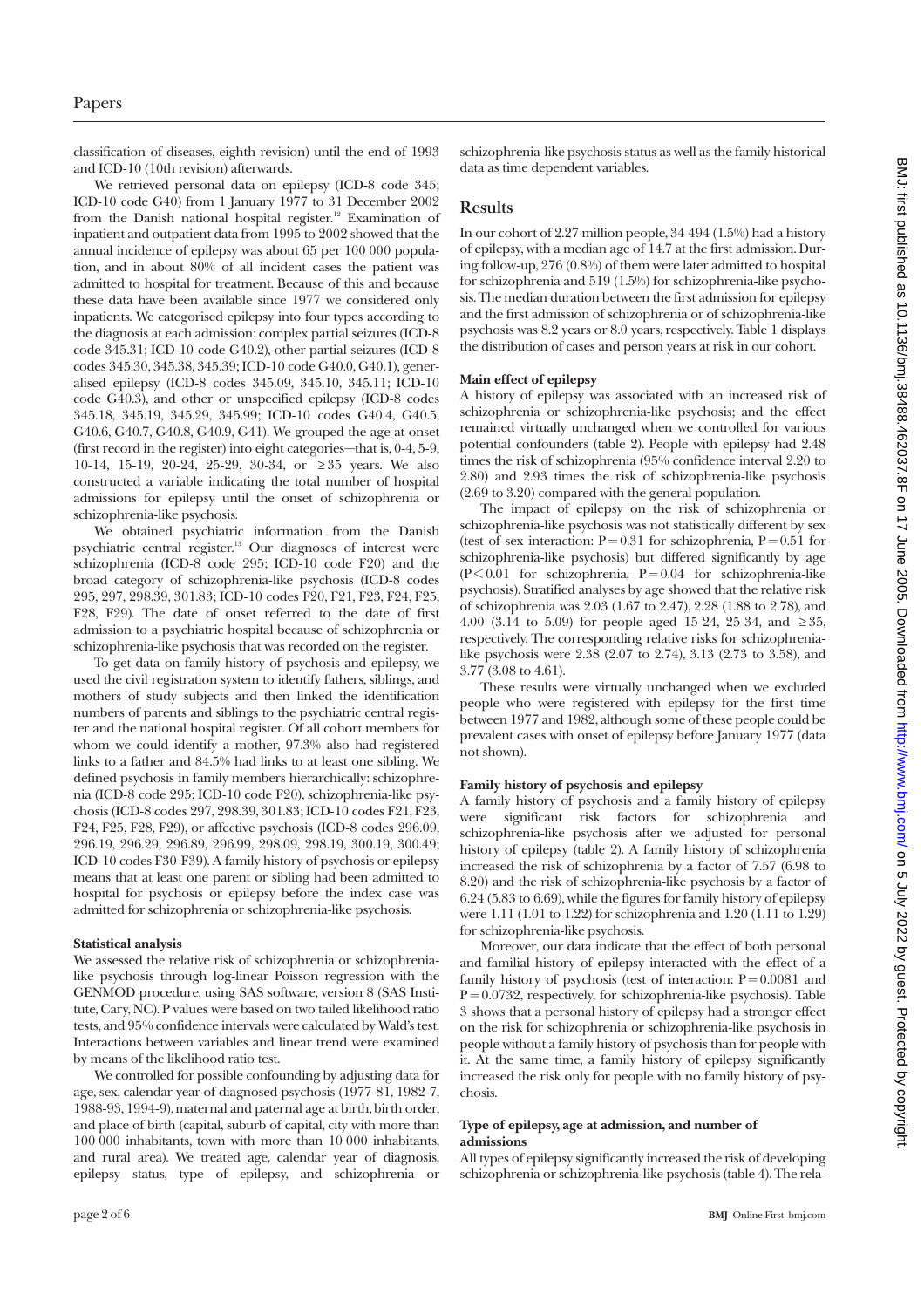classification of diseases, eighth revision) until the end of 1993 and ICD-10 (10th revision) afterwards.

We retrieved personal data on epilepsy (ICD-8 code 345; ICD-10 code G40) from 1 January 1977 to 31 December 2002 from the Danish national hospital register.[12] Examination of inpatient and outpatient data from 1995 to 2002 showed that the annual incidence of epilepsy was about 65 per 100 000 population, and in about 80% of all incident cases the patient was admitted to hospital for treatment. Because of this and because these data have been available since 1977 we considered only inpatients. We categorised epilepsy into four types according to the diagnosis at each admission: complex partial seizures (ICD-8 code 345.31; ICD-10 code G40.2), other partial seizures (ICD-8 codes 345.30, 345.38, 345.39; ICD-10 code G40.0, G40.1), generalised epilepsy (ICD-8 codes 345.09, 345.10, 345.11; ICD-10 code G40.3), and other or unspecified epilepsy (ICD-8 codes 345.18, 345.19, 345.29, 345.99; ICD-10 codes G40.4, G40.5, G40.6, G40.7, G40.8, G40.9, G41). We grouped the age at onset (first record in the register) into eight categories—that is, 0-4, 5-9, 10-14, 15-19, 20-24, 25-29, 30-34, or ≥35 years. We also constructed a variable indicating the total number of hospital admissions for epilepsy until the onset of schizophrenia or schizophrenia-like psychosis.

We obtained psychiatric information from the Danish psychiatric central register.[13] Our diagnoses of interest were schizophrenia (ICD-8 code 295; ICD-10 code F20) and the broad category of schizophrenia-like psychosis (ICD-8 codes 295, 297, 298.39, 301.83; ICD-10 codes F20, F21, F23, F24, F25, F28, F29). The date of onset referred to the date of first admission to a psychiatric hospital because of schizophrenia or schizophrenia-like psychosis that was recorded on the register.

To get data on family history of psychosis and epilepsy, we used the civil registration system to identify fathers, siblings, and mothers of study subjects and then linked the identification numbers of parents and siblings to the psychiatric central register and the national hospital register. Of all cohort members for whom we could identify a mother, 97.3% also had registered links to a father and 84.5% had links to at least one sibling. We defined psychosis in family members hierarchically: schizophrenia (ICD-8 code 295; ICD-10 code F20), schizophrenia-like psychosis (ICD-8 codes 297, 298.39, 301.83; ICD-10 codes F21, F23, F24, F25, F28, F29), or affective psychosis (ICD-8 codes 296.09, 296.19, 296.29, 296.89, 296.99, 298.09, 298.19, 300.19, 300.49; ICD-10 codes F30-F39). A family history of psychosis or epilepsy means that at least one parent or sibling had been admitted to hospital for psychosis or epilepsy before the index case was admitted for schizophrenia or schizophrenia-like psychosis.

#### Statistical analysis

We assessed the relative risk of schizophrenia or schizophrenia-like psychosis through log-linear Poisson regression with the GENMOD procedure, using SAS software, version 8 (SAS Institute, Cary, NC). P values were based on two tailed likelihood ratio tests, and 95% confidence intervals were calculated by Wald's test. Interactions between variables and linear trend were examined by means of the likelihood ratio test.

We controlled for possible confounding by adjusting data for age, sex, calendar year of diagnosed psychosis (1977-81, 1982-7, 1988-93, 1994-9), maternal and paternal age at birth, birth order, and place of birth (capital, suburb of capital, city with more than 100 000 inhabitants, town with more than 10 000 inhabitants, and rural area). We treated age, calendar year of diagnosis, epilepsy status, type of epilepsy, and schizophrenia or schizophrenia-like psychosis status as well as the family historical data as time dependent variables.

## Results

In our cohort of 2.27 million people, 34 494 (1.5%) had a history of epilepsy, with a median age of 14.7 at the first admission. During follow-up, 276 (0.8%) of them were later admitted to hospital for schizophrenia and 519 (1.5%) for schizophrenia-like psychosis. The median duration between the first admission for epilepsy and the first admission of schizophrenia or of schizophrenia-like psychosis was 8.2 years or 8.0 years, respectively. Table 1 displays the distribution of cases and person years at risk in our cohort.

#### Main effect of epilepsy

A history of epilepsy was associated with an increased risk of schizophrenia or schizophrenia-like psychosis; and the effect remained virtually unchanged when we controlled for various potential confounders (table 2). People with epilepsy had 2.48 times the risk of schizophrenia (95% confidence interval 2.20 to 2.80) and 2.93 times the risk of schizophrenia-like psychosis (2.69 to 3.20) compared with the general population.

The impact of epilepsy on the risk of schizophrenia or schizophrenia-like psychosis was not statistically different by sex (test of sex interaction: $P = 0.31$ for schizophrenia, $P = 0.51$ for schizophrenia-like psychosis) but differed significantly by age ($P < 0.01$ for schizophrenia, $P = 0.04$ for schizophrenia-like psychosis). Stratified analyses by age showed that the relative risk of schizophrenia was 2.03 (1.67 to 2.47), 2.28 (1.88 to 2.78), and 4.00 (3.14 to 5.09) for people aged 15-24, 25-34, and ≥35, respectively. The corresponding relative risks for schizophrenia-like psychosis were 2.38 (2.07 to 2.74), 3.13 (2.73 to 3.58), and 3.77 (3.08 to 4.61).

These results were virtually unchanged when we excluded people who were registered with epilepsy for the first time between 1977 and 1982, although some of these people could be prevalent cases with onset of epilepsy before January 1977 (data not shown).

#### Family history of psychosis and epilepsy

A family history of psychosis and a family history of epilepsy were significant risk factors for schizophrenia and schizophrenia-like psychosis after we adjusted for personal history of epilepsy (table 2). A family history of schizophrenia increased the risk of schizophrenia by a factor of 7.57 (6.98 to 8.20) and the risk of schizophrenia-like psychosis by a factor of 6.24 (5.83 to 6.69), while the figures for family history of epilepsy were 1.11 (1.01 to 1.22) for schizophrenia and 1.20 (1.11 to 1.29) for schizophrenia-like psychosis.

Moreover, our data indicate that the effect of both personal and familial history of epilepsy interacted with the effect of a family history of psychosis (test of interaction: $P = 0.0081$ and $P = 0.0732$, respectively, for schizophrenia-like psychosis). Table 3 shows that a personal history of epilepsy had a stronger effect on the risk for schizophrenia or schizophrenia-like psychosis in people without a family history of psychosis than for people with it. At the same time, a family history of epilepsy significantly increased the risk only for people with no family history of psychosis.

#### Type of epilepsy, age at admission, and number of admissions

All types of epilepsy significantly increased the risk of developing schizophrenia or schizophrenia-like psychosis (table 4). The rela-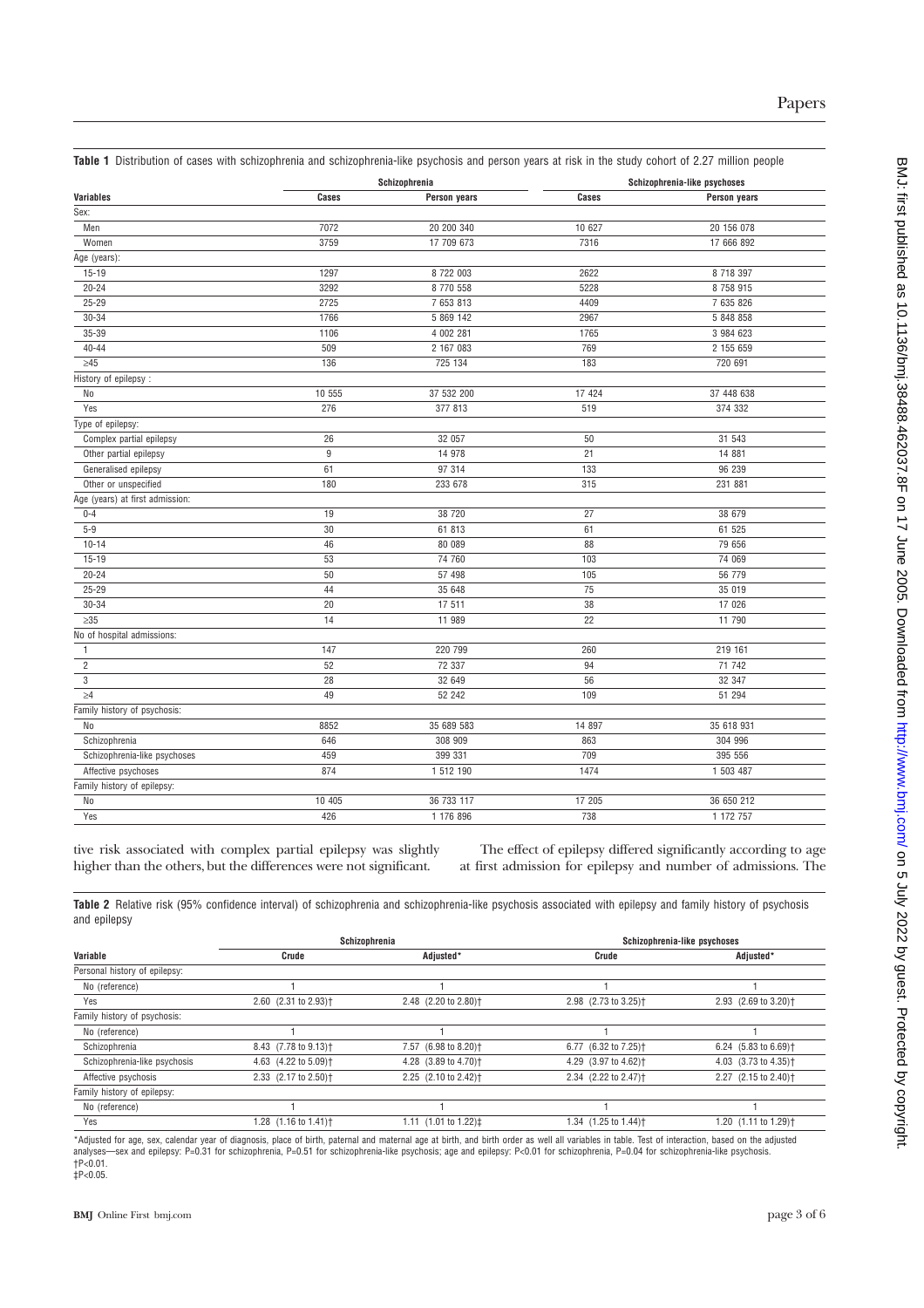**Table 1** Distribution of cases with schizophrenia and schizophrenia-like psychosis and person years at risk in the study cohort of 2.27 million people

| Variables | Schizophrenia | | Schizophrenia-like psychoses | |
|---|---|---|---|---|
| | Cases | Person years | Cases | Person years |
| Sex: | | | | |
| Men | 7072 | 20 200 340 | 10 627 | 20 156 078 |
| Women | 3759 | 17 709 673 | 7316 | 17 666 892 |
| Age (years): | | | | |
| 15-19 | 1297 | 8 722 003 | 2622 | 8 718 397 |
| 20-24 | 3292 | 8 770 558 | 5228 | 8 758 915 |
| 25-29 | 2725 | 7 653 813 | 4409 | 7 635 826 |
| 30-34 | 1766 | 5 869 142 | 2967 | 5 848 858 |
| 35-39 | 1106 | 4 002 281 | 1765 | 3 984 623 |
| 40-44 | 509 | 2 167 083 | 769 | 2 155 659 |
| ≥45 | 136 | 725 134 | 183 | 720 691 |
| History of epilepsy : | | | | |
| No | 10 555 | 37 532 200 | 17 424 | 37 448 638 |
| Yes | 276 | 377 813 | 519 | 374 332 |
| Type of epilepsy: | | | | |
| Complex partial epilepsy | 26 | 32 057 | 50 | 31 543 |
| Other partial epilepsy | 9 | 14 978 | 21 | 14 881 |
| Generalised epilepsy | 61 | 97 314 | 133 | 96 239 |
| Other or unspecified | 180 | 233 678 | 315 | 231 881 |
| Age (years) at first admission: | | | | |
| 0-4 | 19 | 38 720 | 27 | 38 679 |
| 5-9 | 30 | 61 813 | 61 | 61 525 |
| 10-14 | 46 | 80 089 | 88 | 79 656 |
| 15-19 | 53 | 74 760 | 103 | 74 069 |
| 20-24 | 50 | 57 498 | 105 | 56 779 |
| 25-29 | 44 | 35 648 | 75 | 35 019 |
| 30-34 | 20 | 17 511 | 38 | 17 026 |
| ≥35 | 14 | 11 989 | 22 | 11 790 |
| No of hospital admissions: | | | | |
| 1 | 147 | 220 799 | 260 | 219 161 |
| 2 | 52 | 72 337 | 94 | 71 742 |
| 3 | 28 | 32 649 | 56 | 32 347 |
| ≥4 | 49 | 52 242 | 109 | 51 294 |
| Family history of psychosis: | | | | |
| No | 8852 | 35 689 583 | 14 897 | 35 618 931 |
| Schizophrenia | 646 | 308 909 | 863 | 304 996 |
| Schizophrenia-like psychoses | 459 | 399 331 | 709 | 395 556 |
| Affective psychoses | 874 | 1 512 190 | 1474 | 1 503 487 |
| Family history of epilepsy: | | | | |
| No | 10 405 | 36 733 117 | 17 205 | 36 650 212 |
| Yes | 426 | 1 176 896 | 738 | 1 172 757 |

tive risk associated with complex partial epilepsy was slightly higher than the others, but the differences were not significant.

The effect of epilepsy differed significantly according to age at first admission for epilepsy and number of admissions. The

**Table 2** Relative risk (95% confidence interval) of schizophrenia and schizophrenia-like psychosis associated with epilepsy and family history of psychosis and epilepsy

| Variable | Schizophrenia | | Schizophrenia-like psychoses | |
|---|---|---|---|---|
| | Crude | Adjusted* | Crude | Adjusted* |
| Personal history of epilepsy: | | | | |
| No (reference) | 1 | 1 | 1 | 1 |
| Yes | 2.60 (2.31 to 2.93)† | 2.48 (2.20 to 2.80)† | 2.98 (2.73 to 3.25)† | 2.93 (2.69 to 3.20)† |
| Family history of psychosis: | | | | |
| No (reference) | 1 | 1 | 1 | 1 |
| Schizophrenia | 8.43 (7.78 to 9.13)† | 7.57 (6.98 to 8.20)† | 6.77 (6.32 to 7.25)† | 6.24 (5.83 to 6.69)† |
| Schizophrenia-like psychosis | 4.63 (4.22 to 5.09)† | 4.28 (3.89 to 4.70)† | 4.29 (3.97 to 4.62)† | 4.03 (3.73 to 4.35)† |
| Affective psychosis | 2.33 (2.17 to 2.50)† | 2.25 (2.10 to 2.42)† | 2.34 (2.22 to 2.47)† | 2.27 (2.15 to 2.40)† |
| Family history of epilepsy: | | | | |
| No (reference) | 1 | 1 | 1 | 1 |
| Yes | 1.28 (1.16 to 1.41)† | 1.11 (1.01 to 1.22)‡ | 1.34 (1.25 to 1.44)† | 1.20 (1.11 to 1.29)† |

*Adjusted for age, sex, calendar year of diagnosis, place of birth, paternal and maternal age at birth, and birth order as well all variables in table. Test of interaction, based on the adjusted analyses—sex and epilepsy: P=0.31 for schizophrenia, P=0.51 for schizophrenia-like psychosis; age and epilepsy: P<0.01 for schizophrenia, P=0.04 for schizophrenia-like psychosis.
†P<0.01.
‡P<0.05.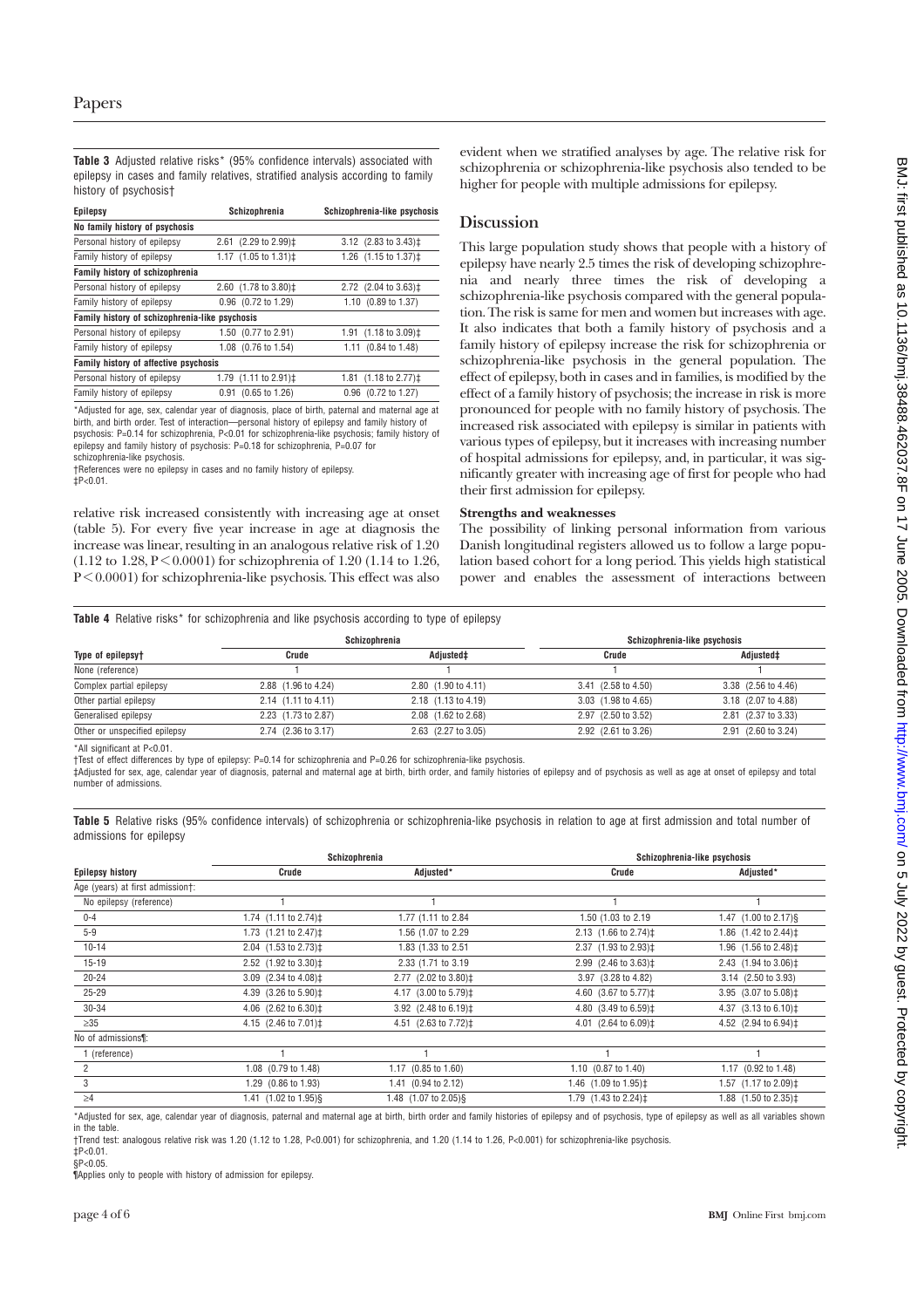**Table 3** Adjusted relative risks* (95% confidence intervals) associated with epilepsy in cases and family relatives, stratified analysis according to family history of psychosis†

| Epilepsy | Schizophrenia | Schizophrenia-like psychosis |
|---|---|---|
| **No family history of psychosis** | | |
| Personal history of epilepsy | 2.61 (2.29 to 2.99)‡ | 3.12 (2.83 to 3.43)‡ |
| Family history of epilepsy | 1.17 (1.05 to 1.31)‡ | 1.26 (1.15 to 1.37)‡ |
| **Family history of schizophrenia** | | |
| Personal history of epilepsy | 2.60 (1.78 to 3.80)‡ | 2.72 (2.04 to 3.63)‡ |
| Family history of epilepsy | 0.96 (0.72 to 1.29) | 1.10 (0.89 to 1.37) |
| **Family history of schizophrenia-like psychosis** | | |
| Personal history of epilepsy | 1.50 (0.77 to 2.91) | 1.91 (1.18 to 3.09)‡ |
| Family history of epilepsy | 1.08 (0.76 to 1.54) | 1.11 (0.84 to 1.48) |
| **Family history of affective psychosis** | | |
| Personal history of epilepsy | 1.79 (1.11 to 2.91)‡ | 1.81 (1.18 to 2.77)‡ |
| Family history of epilepsy | 0.91 (0.65 to 1.26) | 0.96 (0.72 to 1.27) |

*Adjusted for age, sex, calendar year of diagnosis, place of birth, paternal and maternal age at birth, and birth order. Test of interaction—personal history of epilepsy and family history of psychosis: P=0.14 for schizophrenia, P<0.01 for schizophrenia-like psychosis; family history of epilepsy and family history of psychosis: P=0.18 for schizophrenia, P=0.07 for schizophrenia-like psychosis.
†References were no epilepsy in cases and no family history of epilepsy.
‡P<0.01.

relative risk increased consistently with increasing age at onset (table 5). For every five year increase in age at diagnosis the increase was linear, resulting in an analogous relative risk of 1.20 (1.12 to 1.28, $P<0.0001$) for schizophrenia of 1.20 (1.14 to 1.26, $P<0.0001$) for schizophrenia-like psychosis. This effect was also evident when we stratified analyses by age. The relative risk for schizophrenia or schizophrenia-like psychosis also tended to be higher for people with multiple admissions for epilepsy.

## Discussion

This large population study shows that people with a history of epilepsy have nearly 2.5 times the risk of developing schizophrenia and nearly three times the risk of developing a schizophrenia-like psychosis compared with the general population. The risk is same for men and women but increases with age. It also indicates that both a family history of psychosis and a family history of epilepsy increase the risk for schizophrenia or schizophrenia-like psychosis in the general population. The effect of epilepsy, both in cases and in families, is modified by the effect of a family history of psychosis; the increase in risk is more pronounced for people with no family history of psychosis. The increased risk associated with epilepsy is similar in patients with various types of epilepsy, but it increases with increasing number of hospital admissions for epilepsy, and, in particular, it was significantly greater with increasing age of first for people who had their first admission for epilepsy.

### Strengths and weaknesses

The possibility of linking personal information from various Danish longitudinal registers allowed us to follow a large population based cohort for a long period. This yields high statistical power and enables the assessment of interactions between

**Table 4** Relative risks* for schizophrenia and like psychosis according to type of epilepsy

| Type of epilepsy† | Schizophrenia | | Schizophrenia-like psychosis | |
|---|---|---|---|---|
| | Crude | Adjusted‡ | Crude | Adjusted‡ |
| None (reference) | 1 | 1 | 1 | 1 |
| Complex partial epilepsy | 2.88 (1.96 to 4.24) | 2.80 (1.90 to 4.11) | 3.41 (2.58 to 4.50) | 3.38 (2.56 to 4.46) |
| Other partial epilepsy | 2.14 (1.11 to 4.11) | 2.18 (1.13 to 4.19) | 3.03 (1.98 to 4.65) | 3.18 (2.07 to 4.88) |
| Generalised epilepsy | 2.23 (1.73 to 2.87) | 2.08 (1.62 to 2.68) | 2.97 (2.50 to 3.52) | 2.81 (2.37 to 3.33) |
| Other or unspecified epilepsy | 2.74 (2.36 to 3.17) | 2.63 (2.27 to 3.05) | 2.92 (2.61 to 3.26) | 2.91 (2.60 to 3.24) |

*All significant at P<0.01.
†Test of effect differences by type of epilepsy: P=0.14 for schizophrenia and P=0.26 for schizophrenia-like psychosis.
‡Adjusted for sex, age, calendar year of diagnosis, paternal and maternal age at birth, birth order, and family histories of epilepsy and of psychosis as well as age at onset of epilepsy and total number of admissions.

**Table 5** Relative risks (95% confidence intervals) of schizophrenia or schizophrenia-like psychosis in relation to age at first admission and total number of admissions for epilepsy

| Epilepsy history | Schizophrenia | | Schizophrenia-like psychosis | |
|---|---|---|---|---|
| | Crude | Adjusted* | Crude | Adjusted* |
| Age (years) at first admission†: | | | | |
| No epilepsy (reference) | 1 | 1 | 1 | 1 |
| 0-4 | 1.74 (1.11 to 2.74)‡ | 1.77 (1.11 to 2.84 | 1.50 (1.03 to 2.19 | 1.47 (1.00 to 2.17)§ |
| 5-9 | 1.73 (1.21 to 2.47)‡ | 1.56 (1.07 to 2.29 | 2.13 (1.66 to 2.74)‡ | 1.86 (1.42 to 2.44)‡ |
| 10-14 | 2.04 (1.53 to 2.73)‡ | 1.83 (1.33 to 2.51 | 2.37 (1.93 to 2.93)‡ | 1.96 (1.56 to 2.48)‡ |
| 15-19 | 2.52 (1.92 to 3.30)‡ | 2.33 (1.71 to 3.19 | 2.99 (2.46 to 3.63)‡ | 2.43 (1.94 to 3.06)‡ |
| 20-24 | 3.09 (2.34 to 4.08)‡ | 2.77 (2.02 to 3.80)‡ | 3.97 (3.28 to 4.82) | 3.14 (2.50 to 3.93) |
| 25-29 | 4.39 (3.26 to 5.90)‡ | 4.17 (3.00 to 5.79)‡ | 4.60 (3.67 to 5.77)‡ | 3.95 (3.07 to 5.08)‡ |
| 30-34 | 4.06 (2.62 to 6.30)‡ | 3.92 (2.48 to 6.19)‡ | 4.80 (3.49 to 6.59)‡ | 4.37 (3.13 to 6.10)‡ |
| ≥35 | 4.15 (2.46 to 7.01)‡ | 4.51 (2.63 to 7.72)‡ | 4.01 (2.64 to 6.09)‡ | 4.52 (2.94 to 6.94)‡ |
| No of admissions¶: | | | | |
| 1 (reference) | 1 | 1 | 1 | 1 |
| 2 | 1.08 (0.79 to 1.48) | 1.17 (0.85 to 1.60) | 1.10 (0.87 to 1.40) | 1.17 (0.92 to 1.48) |
| 3 | 1.29 (0.86 to 1.93) | 1.41 (0.94 to 2.12) | 1.46 (1.09 to 1.95)‡ | 1.57 (1.17 to 2.09)‡ |
| ≥4 | 1.41 (1.02 to 1.95)§ | 1.48 (1.07 to 2.05)§ | 1.79 (1.43 to 2.24)‡ | 1.88 (1.50 to 2.35)‡ |

*Adjusted for sex, age, calendar year of diagnosis, paternal and maternal age at birth, birth order and family histories of epilepsy and of psychosis, type of epilepsy as well as all variables shown in the table.
†Trend test: analogous relative risk was 1.20 (1.12 to 1.28, P<0.001) for schizophrenia, and 1.20 (1.14 to 1.26, P<0.001) for schizophrenia-like psychosis.
‡P<0.01.
§P<0.05.
¶Applies only to people with history of admission for epilepsy.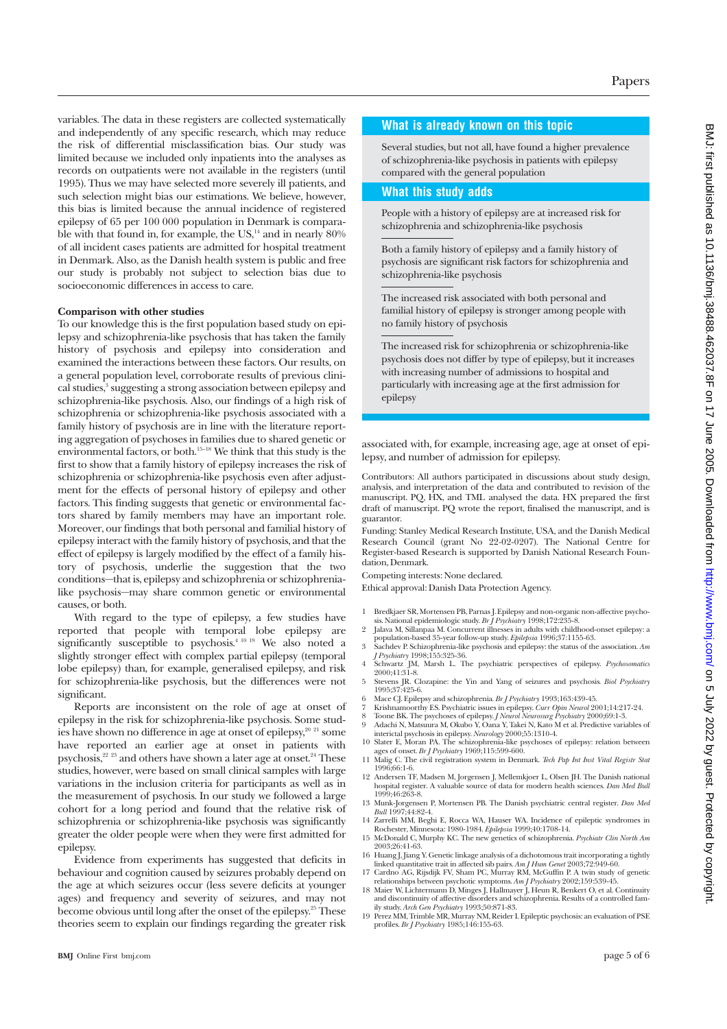variables. The data in these registers are collected systematically and independently of any specific research, which may reduce the risk of differential misclassification bias. Our study was limited because we included only inpatients into the analyses as records on outpatients were not available in the registers (until 1995). Thus we may have selected more severely ill patients, and such selection might bias our estimations. We believe, however, this bias is limited because the annual incidence of registered epilepsy of 65 per 100 000 population in Denmark is comparable with that found in, for example, the US,[14] and in nearly 80% of all incident cases patients are admitted for hospital treatment in Denmark. Also, as the Danish health system is public and free our study is probably not subject to selection bias due to socioeconomic differences in access to care.

**Comparison with other studies**

To our knowledge this is the first population based study on epilepsy and schizophrenia-like psychosis that has taken the family history of psychosis and epilepsy into consideration and examined the interactions between these factors. Our results, on a general population level, corroborate results of previous clinical studies,[3] suggesting a strong association between epilepsy and schizophrenia-like psychosis. Also, our findings of a high risk of schizophrenia or schizophrenia-like psychosis associated with a family history of psychosis are in line with the literature reporting aggregation of psychoses in families due to shared genetic or environmental factors, or both.[15–18] We think that this study is the first to show that a family history of epilepsy increases the risk of schizophrenia or schizophrenia-like psychosis even after adjustment for the effects of personal history of epilepsy and other factors. This finding suggests that genetic or environmental factors shared by family members may have an important role. Moreover, our findings that both personal and familial history of epilepsy interact with the family history of psychosis, and that the effect of epilepsy is largely modified by the effect of a family history of psychosis, underlie the suggestion that the two conditions—that is, epilepsy and schizophrenia or schizophrenia-like psychosis—may share common genetic or environmental causes, or both.

With regard to the type of epilepsy, a few studies have reported that people with temporal lobe epilepsy are significantly susceptible to psychosis.[4 10 19] We also noted a slightly stronger effect with complex partial epilepsy (temporal lobe epilepsy) than, for example, generalised epilepsy, and risk for schizophrenia-like psychosis, but the differences were not significant.

Reports are inconsistent on the role of age at onset of epilepsy in the risk for schizophrenia-like psychosis. Some studies have shown no difference in age at onset of epilepsy,[20 21] some have reported an earlier age at onset in patients with psychosis,[22 23] and others have shown a later age at onset.[24] These studies, however, were based on small clinical samples with large variations in the inclusion criteria for participants as well as in the measurement of psychosis. In our study we followed a large cohort for a long period and found that the relative risk of schizophrenia or schizophrenia-like psychosis was significantly greater the older people were when they were first admitted for epilepsy.

Evidence from experiments has suggested that deficits in behaviour and cognition caused by seizures probably depend on the age at which seizures occur (less severe deficits at younger ages) and frequency and severity of seizures, and may not become obvious until long after the onset of the epilepsy.[25] These theories seem to explain our findings regarding the greater risk associated with, for example, increasing age, age at onset of epilepsy, and number of admission for epilepsy.

**What is already known on this topic**

Several studies, but not all, have found a higher prevalence of schizophrenia-like psychosis in patients with epilepsy compared with the general population

**What this study adds**

People with a history of epilepsy are at increased risk for schizophrenia and schizophrenia-like psychosis

Both a family history of epilepsy and a family history of psychosis are significant risk factors for schizophrenia and schizophrenia-like psychosis

The increased risk associated with both personal and familial history of epilepsy is stronger among people with no family history of psychosis

The increased risk for schizophrenia or schizophrenia-like psychosis does not differ by type of epilepsy, but it increases with increasing number of admissions to hospital and particularly with increasing age at the first admission for epilepsy

Contributors: All authors participated in discussions about study design, analysis, and interpretation of the data and contributed to revision of the manuscript. PQ, HX, and TML analysed the data. HX prepared the first draft of manuscript. PQ wrote the report, finalised the manuscript, and is guarantor.

Funding: Stanley Medical Research Institute, USA, and the Danish Medical Research Council (grant No 22-02-0207). The National Centre for Register-based Research is supported by Danish National Research Foundation, Denmark.

Competing interests: None declared.

Ethical approval: Danish Data Protection Agency.

1. Bredkjaer SR, Mortensen PB, Parnas J. Epilepsy and non-organic non-affective psychosis. National epidemiologic study. *Br J Psychiatry* 1998;172:235-8.
2. Jalava M, Sillanpaa M. Concurrent illnesses in adults with childhood-onset epilepsy: a population-based 35-year follow-up study. *Epilepsia* 1996;37:1155-63.
3. Sachdev P. Schizophrenia-like psychosis and epilepsy: the status of the association. *Am J Psychiatry* 1998;155:325-36.
4. Schwartz JM, Marsh L. The psychiatric perspectives of epilepsy. *Psychosomatics* 2000;41:31-8.
5. Stevens JR. Clozapine: the Yin and Yang of seizures and psychosis. *Biol Psychiatry* 1995;37:425-6.
6. Mace CJ. Epilepsy and schizophrenia. *Br J Psychiatry* 1993;163:439-45.
7. Krishnamoorthy ES. Psychiatric issues in epilepsy. *Curr Opin Neurol* 2001;14:217-24.
8. Toone BK. The psychoses of epilepsy. *J Neurol Neurosurg Psychiatry* 2000;69:1-3.
9. Adachi N, Matsuura M, Okubo Y, Oana Y, Takei N, Kato M et al. Predictive variables of interictal psychosis in epilepsy. *Neurology* 2000;55:1310-4.
10. Slater E, Moran PA. The schizophrenia-like psychoses of epilepsy: relation between ages of onset. *Br J Psychiatry* 1969;115:599-600.
11. Malig C. The civil registration system in Denmark. *Tech Pap Int Inst Vital Registr Stat* 1996;66:1-6.
12. Andersen TF, Madsen M, Jorgensen J, Mellemkjoer L, Olsen JH. The Danish national hospital register. A valuable source of data for modern health sciences. *Dan Med Bull* 1999;46:263-8.
13. Munk-Jorgensen P, Mortensen PB. The Danish psychiatric central register. *Dan Med Bull* 1997;44:82-4.
14. Zarrelli MM, Beghi E, Rocca WA, Hauser WA. Incidence of epileptic syndromes in Rochester, Minnesota: 1980-1984. *Epilepsia* 1999;40:1708-14.
15. McDonald C, Murphy KC. The new genetics of schizophrenia. *Psychiatr Clin North Am* 2003;26:41-63.
16. Huang J, Jiang Y. Genetic linkage analysis of a dichotomous trait incorporating a tightly linked quantitative trait in affected sib pairs. *Am J Hum Genet* 2003;72:949-60.
17. Cardno AG, Rijsdijk FV, Sham PC, Murray RM, McGuffin P. A twin study of genetic relationships between psychotic symptoms. *Am J Psychiatry* 2002;159:539-45.
18. Maier W, Lichtermann D, Minges J, Hallmayer J, Heun R, Benkert O, et al. Continuity and discontinuity of affective disorders and schizophrenia. Results of a controlled family study. *Arch Gen Psychiatry* 1993;50:871-83.
19. Perez MM, Trimble MR, Murray NM, Reider I. Epileptic psychosis: an evaluation of PSE profiles. *Br J Psychiatry* 1985;146:155-63.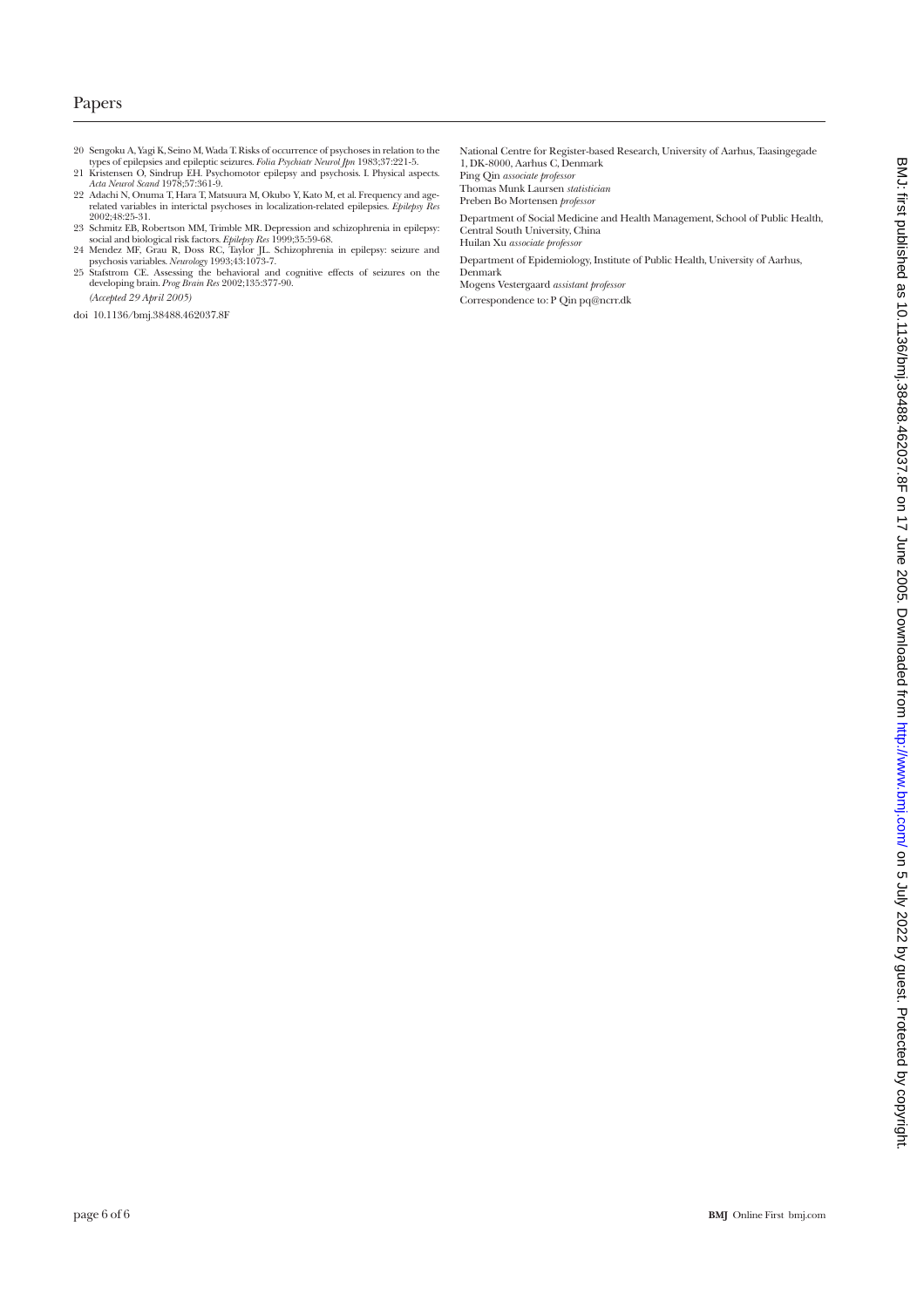20 Sengoku A, Yagi K, Seino M, Wada T. Risks of occurrence of psychoses in relation to the types of epilepsies and epileptic seizures. *Folia Psychiatr Neurol Jpn* 1983;37:221-5.

21 Kristensen O, Sindrup EH. Psychomotor epilepsy and psychosis. I. Physical aspects. *Acta Neurol Scand* 1978;57:361-9.

22 Adachi N, Onuma T, Hara T, Matsuura M, Okubo Y, Kato M, et al. Frequency and age-related variables in interictal psychoses in localization-related epilepsies. *Epilepsy Res* 2002;48:25-31.

23 Schmitz EB, Robertson MM, Trimble MR. Depression and schizophrenia in epilepsy: social and biological risk factors. *Epilepsy Res* 1999;35:59-68.

24 Mendez MF, Grau R, Doss RC, Taylor JL. Schizophrenia in epilepsy: seizure and psychosis variables. *Neurology* 1993;43:1073-7.

25 Stafstrom CE. Assessing the behavioral and cognitive effects of seizures on the developing brain. *Prog Brain Res* 2002;135:377-90.

*(Accepted 29 April 2005)*

doi 10.1136/bmj.38488.462037.8F

National Centre for Register-based Research, University of Aarhus, Taasingegade 1, DK-8000, Aarhus C, Denmark
Ping Qin *associate professor*
Thomas Munk Laursen *statistician*
Preben Bo Mortensen *professor*

Department of Social Medicine and Health Management, School of Public Health, Central South University, China
Huilan Xu *associate professor*

Department of Epidemiology, Institute of Public Health, University of Aarhus, Denmark
Mogens Vestergaard *assistant professor*

Correspondence to: P Qin pq@ncrr.dk